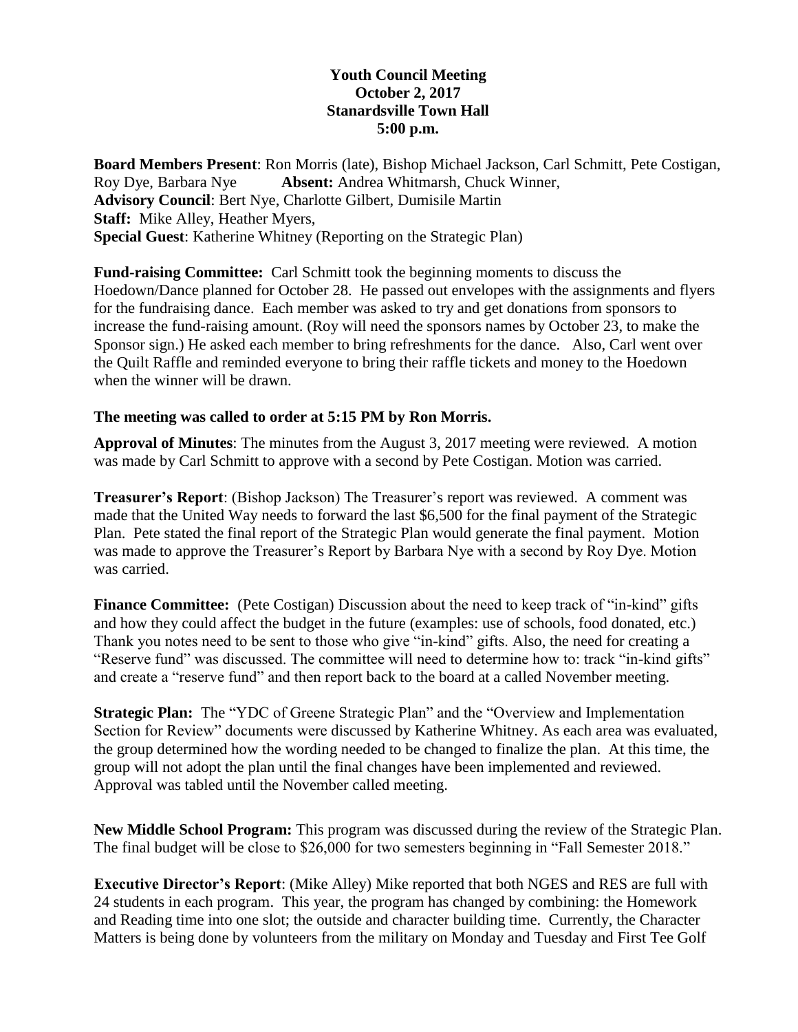**Youth Council Meeting**
**October 2, 2017**
**Stanardsville Town Hall**
**5:00 p.m.**

**Board Members Present**: Ron Morris (late), Bishop Michael Jackson, Carl Schmitt, Pete Costigan, Roy Dye, Barbara Nye **Absent:** Andrea Whitmarsh, Chuck Winner,
**Advisory Council**: Bert Nye, Charlotte Gilbert, Dumisile Martin
**Staff:** Mike Alley, Heather Myers,
**Special Guest**: Katherine Whitney (Reporting on the Strategic Plan)

**Fund-raising Committee:** Carl Schmitt took the beginning moments to discuss the Hoedown/Dance planned for October 28. He passed out envelopes with the assignments and flyers for the fundraising dance. Each member was asked to try and get donations from sponsors to increase the fund-raising amount. (Roy will need the sponsors names by October 23, to make the Sponsor sign.) He asked each member to bring refreshments for the dance. Also, Carl went over the Quilt Raffle and reminded everyone to bring their raffle tickets and money to the Hoedown when the winner will be drawn.

**The meeting was called to order at 5:15 PM by Ron Morris.**

**Approval of Minutes**: The minutes from the August 3, 2017 meeting were reviewed. A motion was made by Carl Schmitt to approve with a second by Pete Costigan. Motion was carried.

**Treasurer's Report**: (Bishop Jackson) The Treasurer's report was reviewed. A comment was made that the United Way needs to forward the last $6,500 for the final payment of the Strategic Plan. Pete stated the final report of the Strategic Plan would generate the final payment. Motion was made to approve the Treasurer's Report by Barbara Nye with a second by Roy Dye. Motion was carried.

**Finance Committee:** (Pete Costigan) Discussion about the need to keep track of "in-kind" gifts and how they could affect the budget in the future (examples: use of schools, food donated, etc.) Thank you notes need to be sent to those who give "in-kind" gifts. Also, the need for creating a "Reserve fund" was discussed. The committee will need to determine how to: track "in-kind gifts" and create a "reserve fund" and then report back to the board at a called November meeting.

**Strategic Plan:** The "YDC of Greene Strategic Plan" and the "Overview and Implementation Section for Review" documents were discussed by Katherine Whitney. As each area was evaluated, the group determined how the wording needed to be changed to finalize the plan. At this time, the group will not adopt the plan until the final changes have been implemented and reviewed. Approval was tabled until the November called meeting.

**New Middle School Program:** This program was discussed during the review of the Strategic Plan. The final budget will be close to $26,000 for two semesters beginning in "Fall Semester 2018."

**Executive Director's Report**: (Mike Alley) Mike reported that both NGES and RES are full with 24 students in each program. This year, the program has changed by combining: the Homework and Reading time into one slot; the outside and character building time. Currently, the Character Matters is being done by volunteers from the military on Monday and Tuesday and First Tee Golf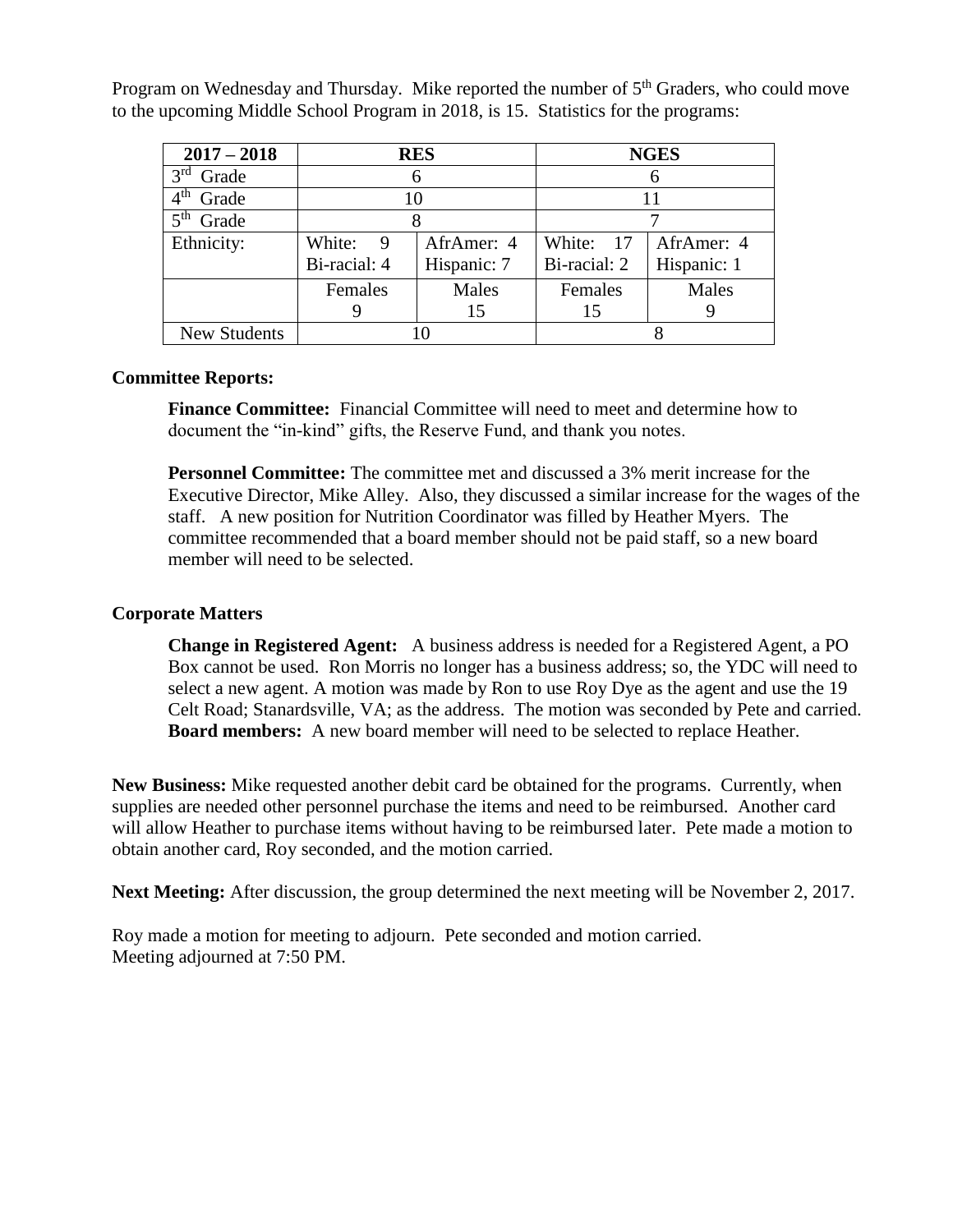Program on Wednesday and Thursday. Mike reported the number of 5th Graders, who could move to the upcoming Middle School Program in 2018, is 15. Statistics for the programs:

| 2017 – 2018 | RES | | NGES | |
|---|---|---|---|---|
| 3rd Grade | 6 | | 6 | |
| 4th Grade | 10 | | 11 | |
| 5th Grade | 8 | | 7 | |
| Ethnicity: | White: 9<br>Bi-racial: 4 | AfrAmer: 4<br>Hispanic: 7 | White: 17<br>Bi-racial: 2 | AfrAmer: 4<br>Hispanic: 1 |
| | Females<br>9 | Males<br>15 | Females<br>15 | Males<br>9 |
| New Students | 10 | | 8 | |

**Committee Reports:**

**Finance Committee:** Financial Committee will need to meet and determine how to document the "in-kind" gifts, the Reserve Fund, and thank you notes.

**Personnel Committee:** The committee met and discussed a 3% merit increase for the Executive Director, Mike Alley. Also, they discussed a similar increase for the wages of the staff. A new position for Nutrition Coordinator was filled by Heather Myers. The committee recommended that a board member should not be paid staff, so a new board member will need to be selected.

**Corporate Matters**

**Change in Registered Agent:** A business address is needed for a Registered Agent, a PO Box cannot be used. Ron Morris no longer has a business address; so, the YDC will need to select a new agent. A motion was made by Ron to use Roy Dye as the agent and use the 19 Celt Road; Stanardsville, VA; as the address. The motion was seconded by Pete and carried.
**Board members:** A new board member will need to be selected to replace Heather.

**New Business:** Mike requested another debit card be obtained for the programs. Currently, when supplies are needed other personnel purchase the items and need to be reimbursed. Another card will allow Heather to purchase items without having to be reimbursed later. Pete made a motion to obtain another card, Roy seconded, and the motion carried.

**Next Meeting:** After discussion, the group determined the next meeting will be November 2, 2017.

Roy made a motion for meeting to adjourn. Pete seconded and motion carried.
Meeting adjourned at 7:50 PM.